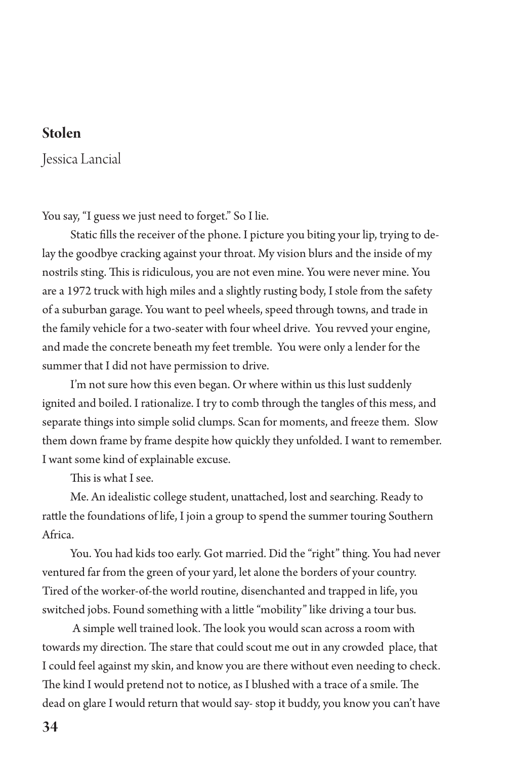## Stolen

Jessica Lancial

You say, "I guess we just need to forget." So I lie.

Static fills the receiver of the phone. I picture you biting your lip, trying to delay the goodbye cracking against your throat. My vision blurs and the inside of my nostrils sting. This is ridiculous, you are not even mine. You were never mine. You are a 1972 truck with high miles and a slightly rusting body, I stole from the safety of a suburban garage. You want to peel wheels, speed through towns, and trade in the family vehicle for a two-seater with four wheel drive. You revved your engine, and made the concrete beneath my feet tremble. You were only a lender for the summer that I did not have permission to drive.

I'm not sure how this even began. Or where within us this lust suddenly ignited and boiled. I rationalize. I try to comb through the tangles of this mess, and separate things into simple solid clumps. Scan for moments, and freeze them. Slow them down frame by frame despite how quickly they unfolded. I want to remember. I want some kind of explainable excuse.

This is what I see.

Me. An idealistic college student, unattached, lost and searching. Ready to rattle the foundations of life, I join a group to spend the summer touring Southern Africa.

You. You had kids too early. Got married. Did the "right" thing. You had never ventured far from the green of your yard, let alone the borders of your country. Tired of the worker-of-the world routine, disenchanted and trapped in life, you switched jobs. Found something with a little "mobility" like driving a tour bus.

A simple well trained look. The look you would scan across a room with towards my direction. The stare that could scout me out in any crowded place, that I could feel against my skin, and know you are there without even needing to check. The kind I would pretend not to notice, as I blushed with a trace of a smile. The dead on glare I would return that would say- stop it buddy, you know you can't have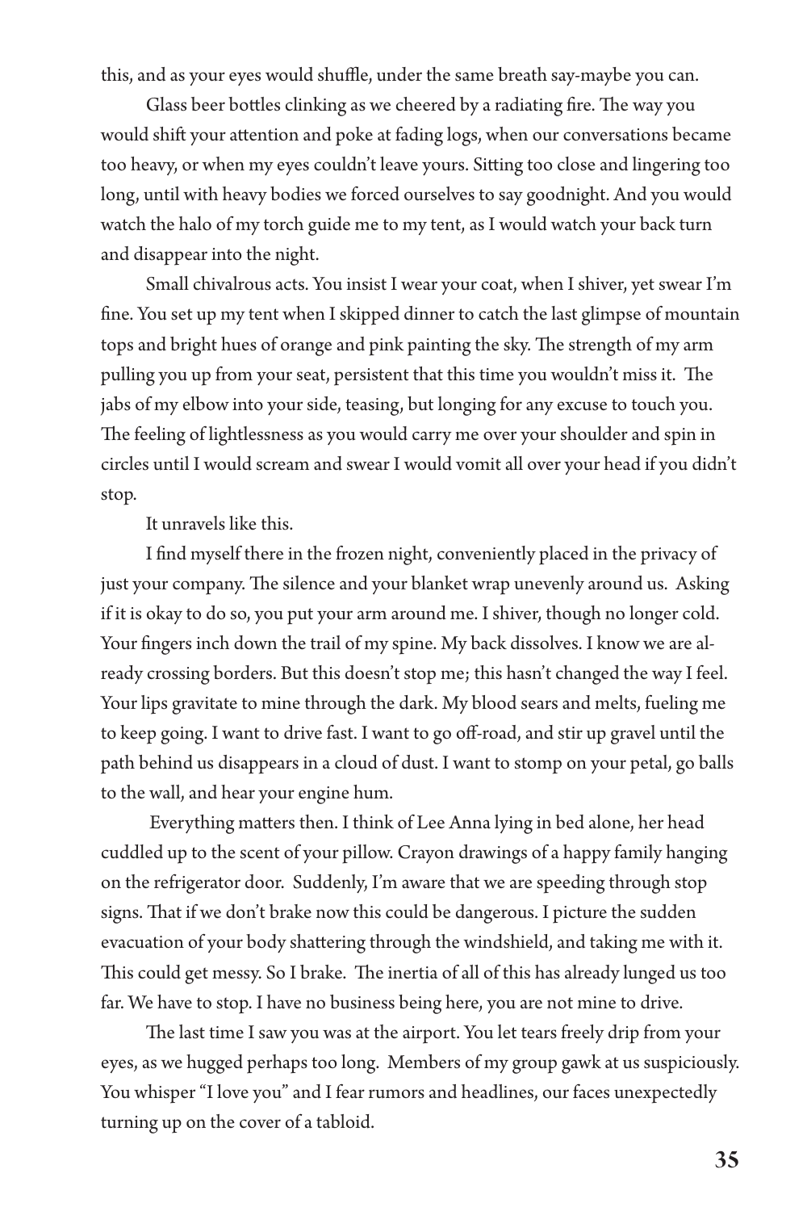this, and as your eyes would shuffle, under the same breath say-maybe you can.

Glass beer bottles clinking as we cheered by a radiating fire. The way you would shift your attention and poke at fading logs, when our conversations became too heavy, or when my eyes couldn't leave yours. Sitting too close and lingering too long, until with heavy bodies we forced ourselves to say goodnight. And you would watch the halo of my torch guide me to my tent, as I would watch your back turn and disappear into the night.

Small chivalrous acts. You insist I wear your coat, when I shiver, yet swear I'm fine. You set up my tent when I skipped dinner to catch the last glimpse of mountain tops and bright hues of orange and pink painting the sky. The strength of my arm pulling you up from your seat, persistent that this time you wouldn't miss it. The jabs of my elbow into your side, teasing, but longing for any excuse to touch you. The feeling of lightlessness as you would carry me over your shoulder and spin in circles until I would scream and swear I would vomit all over your head if you didn't stop.

It unravels like this.

I find myself there in the frozen night, conveniently placed in the privacy of just your company. The silence and your blanket wrap unevenly around us. Asking if it is okay to do so, you put your arm around me. I shiver, though no longer cold. Your fingers inch down the trail of my spine. My back dissolves. I know we are already crossing borders. But this doesn't stop me; this hasn't changed the way I feel. Your lips gravitate to mine through the dark. My blood sears and melts, fueling me to keep going. I want to drive fast. I want to go off-road, and stir up gravel until the path behind us disappears in a cloud of dust. I want to stomp on your petal, go balls to the wall, and hear your engine hum.

Everything matters then. I think of Lee Anna lying in bed alone, her head cuddled up to the scent of your pillow. Crayon drawings of a happy family hanging on the refrigerator door. Suddenly, I'm aware that we are speeding through stop signs. That if we don't brake now this could be dangerous. I picture the sudden evacuation of your body shattering through the windshield, and taking me with it. This could get messy. So I brake. The inertia of all of this has already lunged us too far. We have to stop. I have no business being here, you are not mine to drive.

The last time I saw you was at the airport. You let tears freely drip from your eyes, as we hugged perhaps too long. Members of my group gawk at us suspiciously. You whisper "I love you" and I fear rumors and headlines, our faces unexpectedly turning up on the cover of a tabloid.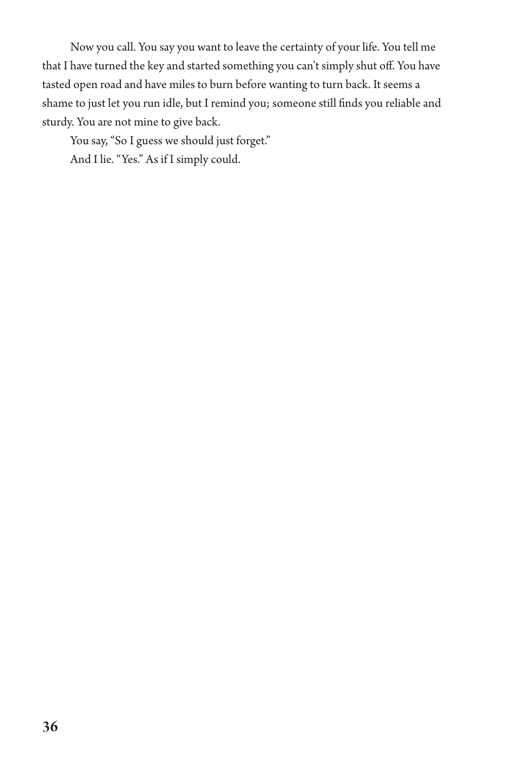Now you call. You say you want to leave the certainty of your life. You tell me that I have turned the key and started something you can't simply shut off. You have tasted open road and have miles to burn before wanting to turn back. It seems a shame to just let you run idle, but I remind you; someone still finds you reliable and sturdy. You are not mine to give back.

You say, "So I guess we should just forget."

And I lie. "Yes." As if I simply could.